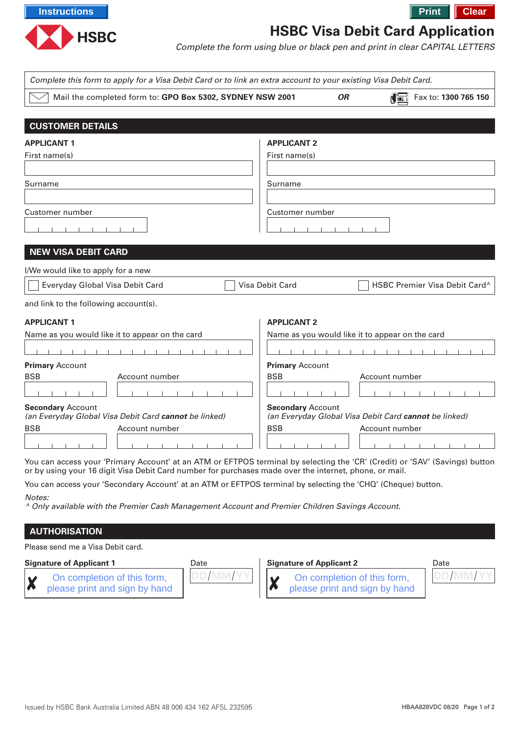Instructions

Print | Clear

# HSBC Visa Debit Card Application

*Complete the form using blue or black pen and print in clear CAPITAL LETTERS*

*Complete this form to apply for a Visa Debit Card or to link an extra account to your existing Visa Debit Card.*

Mail the completed form to: **GPO Box 5302, SYDNEY NSW 2001** ***OR*** Fax to: **1300 765 150**

## CUSTOMER DETAILS

**APPLICANT 1**

First name(s)

Surname

Customer number

**APPLICANT 2**

First name(s)

Surname

Customer number

## NEW VISA DEBIT CARD

I/We would like to apply for a new

☐ Everyday Global Visa Debit Card ☐ Visa Debit Card ☐ HSBC Premier Visa Debit Card^

and link to the following account(s).

**APPLICANT 1**

Name as you would like it to appear on the card

**Primary** Account

BSB | Account number

**Secondary** Account
*(an Everyday Global Visa Debit Card* ***cannot*** *be linked)*

BSB | Account number

**APPLICANT 2**

Name as you would like it to appear on the card

**Primary** Account

BSB | Account number

**Secondary** Account
*(an Everyday Global Visa Debit Card* ***cannot*** *be linked)*

BSB | Account number

You can access your 'Primary Account' at an ATM or EFTPOS terminal by selecting the 'CR' (Credit) or 'SAV' (Savings) button or by using your 16 digit Visa Debit Card number for purchases made over the internet, phone, or mail.

You can access your 'Secondary Account' at an ATM or EFTPOS terminal by selecting the 'CHQ' (Cheque) button.

*Notes:*
*^ Only available with the Premier Cash Management Account and Premier Children Savings Account.*

## AUTHORISATION

Please send me a Visa Debit card.

**Signature of Applicant 1**

✗ On completion of this form, please print and sign by hand

Date DD/MM/YY

**Signature of Applicant 2**

✗ On completion of this form, please print and sign by hand

Date DD/MM/YY

Issued by HSBC Bank Australia Limited ABN 48 006 434 162 AFSL 232595

HBAA828VDC 08/20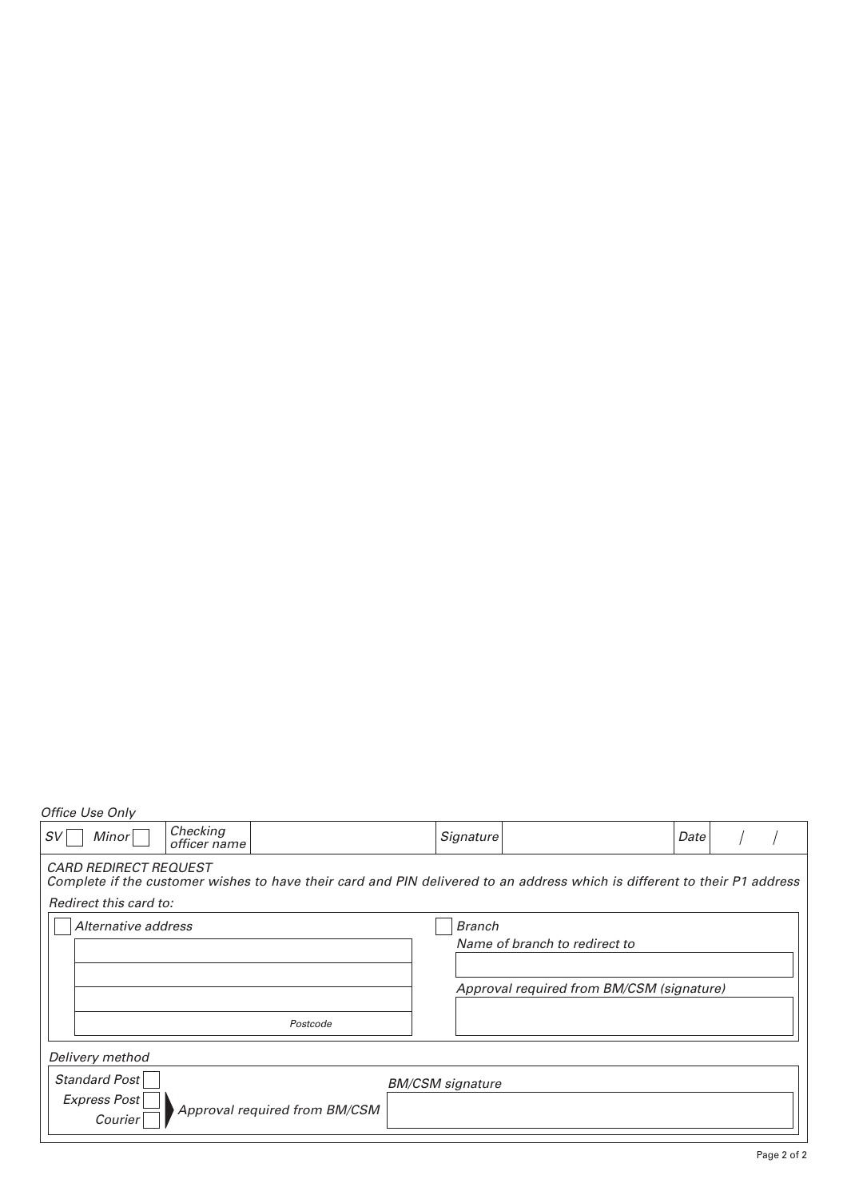*Office Use Only*

| | | | | | | |
|---|---|---|---|---|---|---|
| *SV* ☐ | *Minor* ☐ | *Checking officer name* | | *Signature* | | *Date* / / |

*CARD REDIRECT REQUEST*

*Complete if the customer wishes to have their card and PIN delivered to an address which is different to their P1 address*

*Redirect this card to:*

☐ *Alternative address*

*Postcode*

☐ *Branch*

*Name of branch to redirect to*

*Approval required from BM/CSM (signature)*

*Delivery method*

*Standard Post* ☐

*Express Post* ☐

*Courier* ☐

*Approval required from BM/CSM*

*BM/CSM signature*